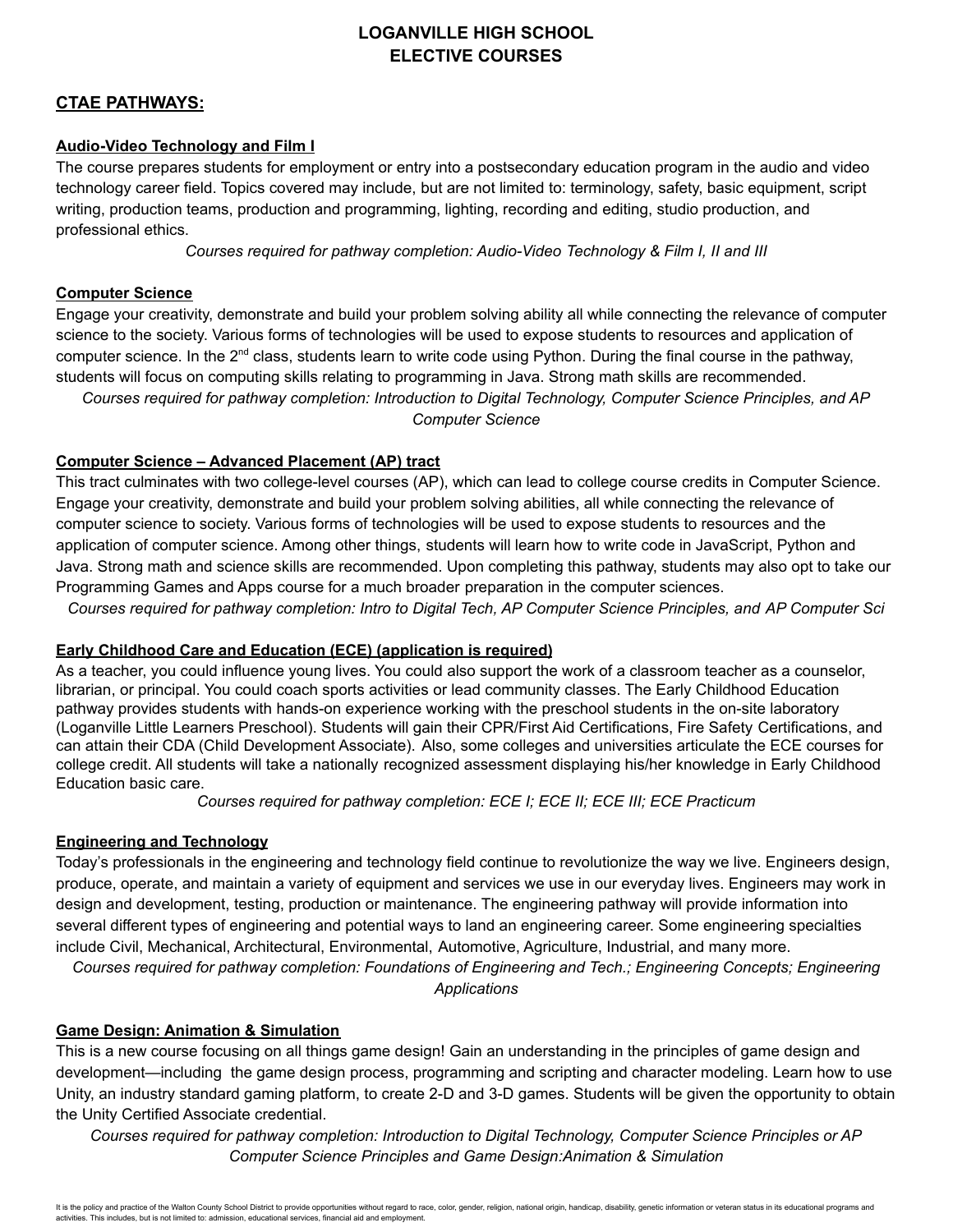# LOGANVILLE HIGH SCHOOL
# ELECTIVE COURSES

## CTAE PATHWAYS:

### Audio-Video Technology and Film I

The course prepares students for employment or entry into a postsecondary education program in the audio and video technology career field. Topics covered may include, but are not limited to: terminology, safety, basic equipment, script writing, production teams, production and programming, lighting, recording and editing, studio production, and professional ethics.

*Courses required for pathway completion: Audio-Video Technology & Film I, II and III*

### Computer Science

Engage your creativity, demonstrate and build your problem solving ability all while connecting the relevance of computer science to the society. Various forms of technologies will be used to expose students to resources and application of computer science. In the 2nd class, students learn to write code using Python. During the final course in the pathway, students will focus on computing skills relating to programming in Java. Strong math skills are recommended.

*Courses required for pathway completion: Introduction to Digital Technology, Computer Science Principles, and AP Computer Science*

### Computer Science – Advanced Placement (AP) tract

This tract culminates with two college-level courses (AP), which can lead to college course credits in Computer Science. Engage your creativity, demonstrate and build your problem solving abilities, all while connecting the relevance of computer science to society. Various forms of technologies will be used to expose students to resources and the application of computer science. Among other things, students will learn how to write code in JavaScript, Python and Java. Strong math and science skills are recommended. Upon completing this pathway, students may also opt to take our Programming Games and Apps course for a much broader preparation in the computer sciences.

*Courses required for pathway completion: Intro to Digital Tech, AP Computer Science Principles, and AP Computer Sci*

### Early Childhood Care and Education (ECE) (application is required)

As a teacher, you could influence young lives. You could also support the work of a classroom teacher as a counselor, librarian, or principal. You could coach sports activities or lead community classes. The Early Childhood Education pathway provides students with hands-on experience working with the preschool students in the on-site laboratory (Loganville Little Learners Preschool). Students will gain their CPR/First Aid Certifications, Fire Safety Certifications, and can attain their CDA (Child Development Associate). Also, some colleges and universities articulate the ECE courses for college credit. All students will take a nationally recognized assessment displaying his/her knowledge in Early Childhood Education basic care.

*Courses required for pathway completion: ECE I; ECE II; ECE III; ECE Practicum*

### Engineering and Technology

Today's professionals in the engineering and technology field continue to revolutionize the way we live. Engineers design, produce, operate, and maintain a variety of equipment and services we use in our everyday lives. Engineers may work in design and development, testing, production or maintenance. The engineering pathway will provide information into several different types of engineering and potential ways to land an engineering career. Some engineering specialties include Civil, Mechanical, Architectural, Environmental, Automotive, Agriculture, Industrial, and many more.

*Courses required for pathway completion: Foundations of Engineering and Tech.; Engineering Concepts; Engineering Applications*

### Game Design: Animation & Simulation

This is a new course focusing on all things game design! Gain an understanding in the principles of game design and development—including the game design process, programming and scripting and character modeling. Learn how to use Unity, an industry standard gaming platform, to create 2-D and 3-D games. Students will be given the opportunity to obtain the Unity Certified Associate credential.

*Courses required for pathway completion: Introduction to Digital Technology, Computer Science Principles or AP Computer Science Principles and Game Design:Animation & Simulation*

It is the policy and practice of the Walton County School District to provide opportunities without regard to race, color, gender, religion, national origin, handicap, disability, genetic information or veteran status in its educational programs and activities. This includes, but is not limited to: admission, educational services, financial aid and employment.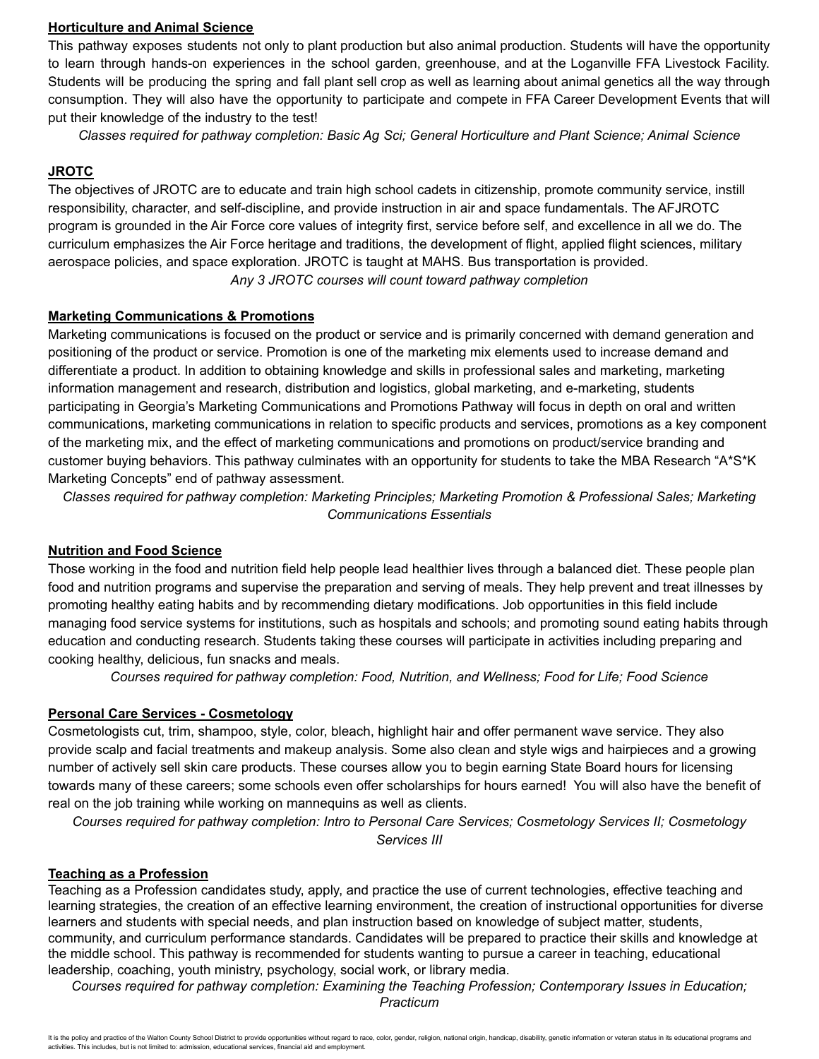## Horticulture and Animal Science

This pathway exposes students not only to plant production but also animal production. Students will have the opportunity to learn through hands-on experiences in the school garden, greenhouse, and at the Loganville FFA Livestock Facility. Students will be producing the spring and fall plant sell crop as well as learning about animal genetics all the way through consumption. They will also have the opportunity to participate and compete in FFA Career Development Events that will put their knowledge of the industry to the test!

*Classes required for pathway completion: Basic Ag Sci; General Horticulture and Plant Science; Animal Science*

## JROTC

The objectives of JROTC are to educate and train high school cadets in citizenship, promote community service, instill responsibility, character, and self-discipline, and provide instruction in air and space fundamentals. The AFJROTC program is grounded in the Air Force core values of integrity first, service before self, and excellence in all we do. The curriculum emphasizes the Air Force heritage and traditions, the development of flight, applied flight sciences, military aerospace policies, and space exploration. JROTC is taught at MAHS. Bus transportation is provided.

*Any 3 JROTC courses will count toward pathway completion*

## Marketing Communications & Promotions

Marketing communications is focused on the product or service and is primarily concerned with demand generation and positioning of the product or service. Promotion is one of the marketing mix elements used to increase demand and differentiate a product. In addition to obtaining knowledge and skills in professional sales and marketing, marketing information management and research, distribution and logistics, global marketing, and e-marketing, students participating in Georgia's Marketing Communications and Promotions Pathway will focus in depth on oral and written communications, marketing communications in relation to specific products and services, promotions as a key component of the marketing mix, and the effect of marketing communications and promotions on product/service branding and customer buying behaviors. This pathway culminates with an opportunity for students to take the MBA Research "A*S*K Marketing Concepts" end of pathway assessment.

*Classes required for pathway completion: Marketing Principles; Marketing Promotion & Professional Sales; Marketing Communications Essentials*

## Nutrition and Food Science

Those working in the food and nutrition field help people lead healthier lives through a balanced diet. These people plan food and nutrition programs and supervise the preparation and serving of meals. They help prevent and treat illnesses by promoting healthy eating habits and by recommending dietary modifications. Job opportunities in this field include managing food service systems for institutions, such as hospitals and schools; and promoting sound eating habits through education and conducting research. Students taking these courses will participate in activities including preparing and cooking healthy, delicious, fun snacks and meals.

*Courses required for pathway completion: Food, Nutrition, and Wellness; Food for Life; Food Science*

## Personal Care Services - Cosmetology

Cosmetologists cut, trim, shampoo, style, color, bleach, highlight hair and offer permanent wave service. They also provide scalp and facial treatments and makeup analysis. Some also clean and style wigs and hairpieces and a growing number of actively sell skin care products. These courses allow you to begin earning State Board hours for licensing towards many of these careers; some schools even offer scholarships for hours earned! You will also have the benefit of real on the job training while working on mannequins as well as clients.

*Courses required for pathway completion: Intro to Personal Care Services; Cosmetology Services II; Cosmetology Services III*

## Teaching as a Profession

Teaching as a Profession candidates study, apply, and practice the use of current technologies, effective teaching and learning strategies, the creation of an effective learning environment, the creation of instructional opportunities for diverse learners and students with special needs, and plan instruction based on knowledge of subject matter, students, community, and curriculum performance standards. Candidates will be prepared to practice their skills and knowledge at the middle school. This pathway is recommended for students wanting to pursue a career in teaching, educational leadership, coaching, youth ministry, psychology, social work, or library media.

*Courses required for pathway completion: Examining the Teaching Profession; Contemporary Issues in Education; Practicum*

It is the policy and practice of the Walton County School District to provide opportunities without regard to race, color, gender, religion, national origin, handicap, disability, genetic information or veteran status in its educational programs and activities. This includes, but is not limited to: admission, educational services, financial aid and employment.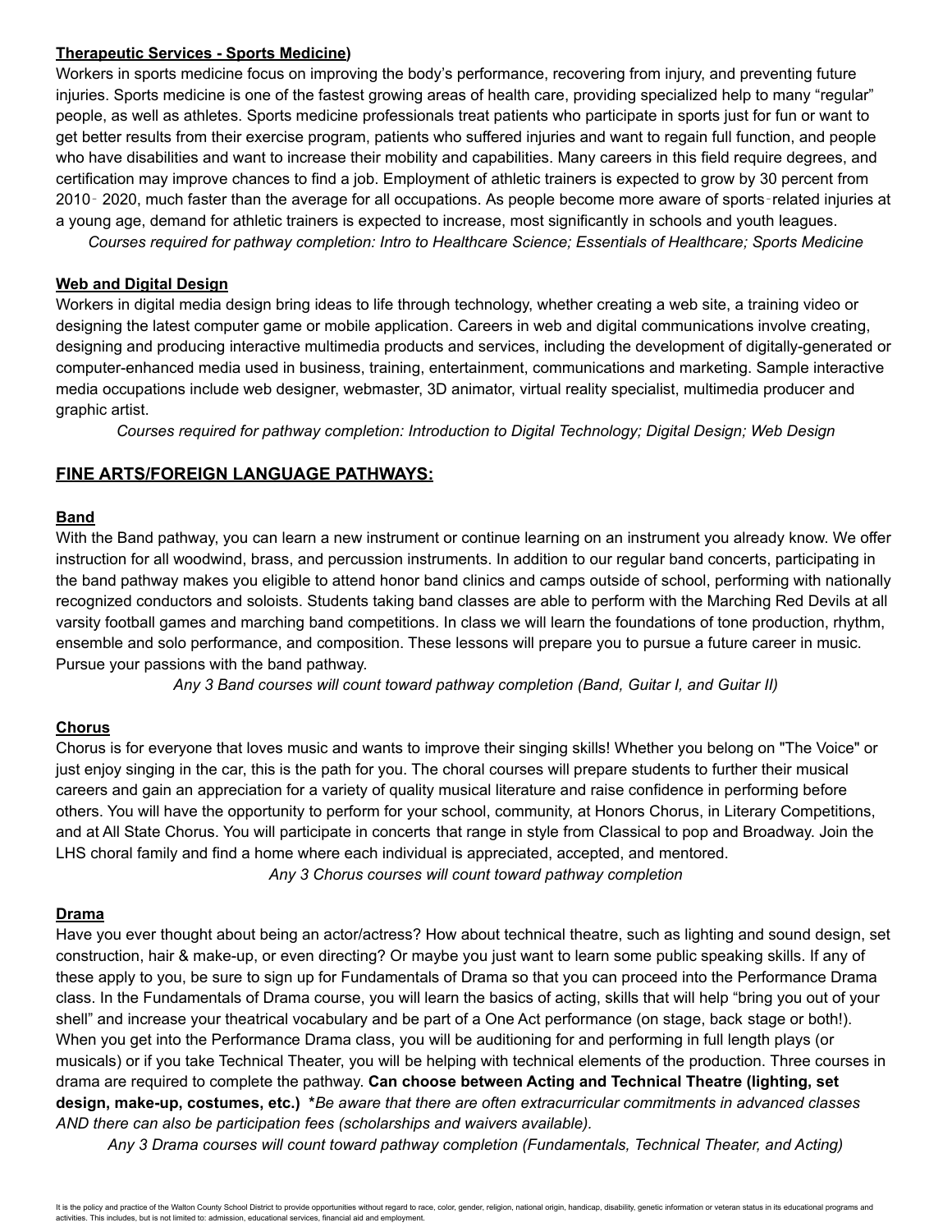**Therapeutic Services - Sports Medicine)**

Workers in sports medicine focus on improving the body's performance, recovering from injury, and preventing future injuries. Sports medicine is one of the fastest growing areas of health care, providing specialized help to many "regular" people, as well as athletes. Sports medicine professionals treat patients who participate in sports just for fun or want to get better results from their exercise program, patients who suffered injuries and want to regain full function, and people who have disabilities and want to increase their mobility and capabilities. Many careers in this field require degrees, and certification may improve chances to find a job. Employment of athletic trainers is expected to grow by 30 percent from 2010‐2020, much faster than the average for all occupations. As people become more aware of sports‐related injuries at a young age, demand for athletic trainers is expected to increase, most significantly in schools and youth leagues.

*Courses required for pathway completion: Intro to Healthcare Science; Essentials of Healthcare; Sports Medicine*

**Web and Digital Design**

Workers in digital media design bring ideas to life through technology, whether creating a web site, a training video or designing the latest computer game or mobile application. Careers in web and digital communications involve creating, designing and producing interactive multimedia products and services, including the development of digitally-generated or computer-enhanced media used in business, training, entertainment, communications and marketing. Sample interactive media occupations include web designer, webmaster, 3D animator, virtual reality specialist, multimedia producer and graphic artist.

*Courses required for pathway completion: Introduction to Digital Technology; Digital Design; Web Design*

## FINE ARTS/FOREIGN LANGUAGE PATHWAYS:

**Band**

With the Band pathway, you can learn a new instrument or continue learning on an instrument you already know. We offer instruction for all woodwind, brass, and percussion instruments. In addition to our regular band concerts, participating in the band pathway makes you eligible to attend honor band clinics and camps outside of school, performing with nationally recognized conductors and soloists. Students taking band classes are able to perform with the Marching Red Devils at all varsity football games and marching band competitions. In class we will learn the foundations of tone production, rhythm, ensemble and solo performance, and composition. These lessons will prepare you to pursue a future career in music. Pursue your passions with the band pathway.

*Any 3 Band courses will count toward pathway completion (Band, Guitar I, and Guitar II)*

**Chorus**

Chorus is for everyone that loves music and wants to improve their singing skills! Whether you belong on "The Voice" or just enjoy singing in the car, this is the path for you. The choral courses will prepare students to further their musical careers and gain an appreciation for a variety of quality musical literature and raise confidence in performing before others. You will have the opportunity to perform for your school, community, at Honors Chorus, in Literary Competitions, and at All State Chorus. You will participate in concerts that range in style from Classical to pop and Broadway. Join the LHS choral family and find a home where each individual is appreciated, accepted, and mentored.

*Any 3 Chorus courses will count toward pathway completion*

**Drama**

Have you ever thought about being an actor/actress? How about technical theatre, such as lighting and sound design, set construction, hair & make-up, or even directing? Or maybe you just want to learn some public speaking skills. If any of these apply to you, be sure to sign up for Fundamentals of Drama so that you can proceed into the Performance Drama class. In the Fundamentals of Drama course, you will learn the basics of acting, skills that will help "bring you out of your shell" and increase your theatrical vocabulary and be part of a One Act performance (on stage, back stage or both!). When you get into the Performance Drama class, you will be auditioning for and performing in full length plays (or musicals) or if you take Technical Theater, you will be helping with technical elements of the production. Three courses in drama are required to complete the pathway. **Can choose between Acting and Technical Theatre (lighting, set design, make-up, costumes, etc.)** **\****Be aware that there are often extracurricular commitments in advanced classes AND there can also be participation fees (scholarships and waivers available).*

*Any 3 Drama courses will count toward pathway completion (Fundamentals, Technical Theater, and Acting)*

It is the policy and practice of the Walton County School District to provide opportunities without regard to race, color, gender, religion, national origin, handicap, disability, genetic information or veteran status in its educational programs and activities. This includes, but is not limited to: admission, educational services, financial aid and employment.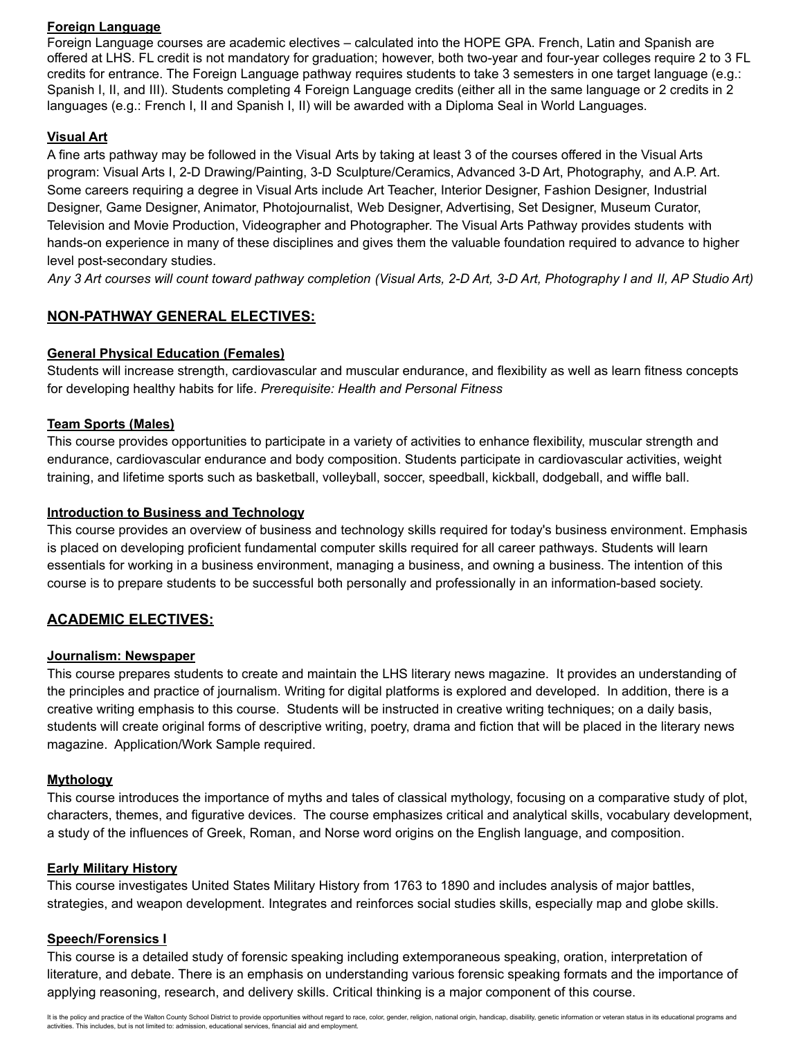**Foreign Language**

Foreign Language courses are academic electives – calculated into the HOPE GPA. French, Latin and Spanish are offered at LHS. FL credit is not mandatory for graduation; however, both two-year and four-year colleges require 2 to 3 FL credits for entrance. The Foreign Language pathway requires students to take 3 semesters in one target language (e.g.: Spanish I, II, and III). Students completing 4 Foreign Language credits (either all in the same language or 2 credits in 2 languages (e.g.: French I, II and Spanish I, II) will be awarded with a Diploma Seal in World Languages.

**Visual Art**

A fine arts pathway may be followed in the Visual Arts by taking at least 3 of the courses offered in the Visual Arts program: Visual Arts I, 2-D Drawing/Painting, 3-D Sculpture/Ceramics, Advanced 3-D Art, Photography, and A.P. Art. Some careers requiring a degree in Visual Arts include Art Teacher, Interior Designer, Fashion Designer, Industrial Designer, Game Designer, Animator, Photojournalist, Web Designer, Advertising, Set Designer, Museum Curator, Television and Movie Production, Videographer and Photographer. The Visual Arts Pathway provides students with hands-on experience in many of these disciplines and gives them the valuable foundation required to advance to higher level post-secondary studies.
*Any 3 Art courses will count toward pathway completion (Visual Arts, 2-D Art, 3-D Art, Photography I and II, AP Studio Art)*

## NON-PATHWAY GENERAL ELECTIVES:

**General Physical Education (Females)**

Students will increase strength, cardiovascular and muscular endurance, and flexibility as well as learn fitness concepts for developing healthy habits for life. *Prerequisite: Health and Personal Fitness*

**Team Sports (Males)**

This course provides opportunities to participate in a variety of activities to enhance flexibility, muscular strength and endurance, cardiovascular endurance and body composition. Students participate in cardiovascular activities, weight training, and lifetime sports such as basketball, volleyball, soccer, speedball, kickball, dodgeball, and wiffle ball.

**Introduction to Business and Technology**

This course provides an overview of business and technology skills required for today's business environment. Emphasis is placed on developing proficient fundamental computer skills required for all career pathways. Students will learn essentials for working in a business environment, managing a business, and owning a business. The intention of this course is to prepare students to be successful both personally and professionally in an information-based society.

## ACADEMIC ELECTIVES:

**Journalism: Newspaper**

This course prepares students to create and maintain the LHS literary news magazine. It provides an understanding of the principles and practice of journalism. Writing for digital platforms is explored and developed. In addition, there is a creative writing emphasis to this course. Students will be instructed in creative writing techniques; on a daily basis, students will create original forms of descriptive writing, poetry, drama and fiction that will be placed in the literary news magazine. Application/Work Sample required.

**Mythology**

This course introduces the importance of myths and tales of classical mythology, focusing on a comparative study of plot, characters, themes, and figurative devices. The course emphasizes critical and analytical skills, vocabulary development, a study of the influences of Greek, Roman, and Norse word origins on the English language, and composition.

**Early Military History**

This course investigates United States Military History from 1763 to 1890 and includes analysis of major battles, strategies, and weapon development. Integrates and reinforces social studies skills, especially map and globe skills.

**Speech/Forensics I**

This course is a detailed study of forensic speaking including extemporaneous speaking, oration, interpretation of literature, and debate. There is an emphasis on understanding various forensic speaking formats and the importance of applying reasoning, research, and delivery skills. Critical thinking is a major component of this course.

It is the policy and practice of the Walton County School District to provide opportunities without regard to race, color, gender, religion, national origin, handicap, disability, genetic information or veteran status in its educational programs and activities. This includes, but is not limited to: admission, educational services, financial aid and employment.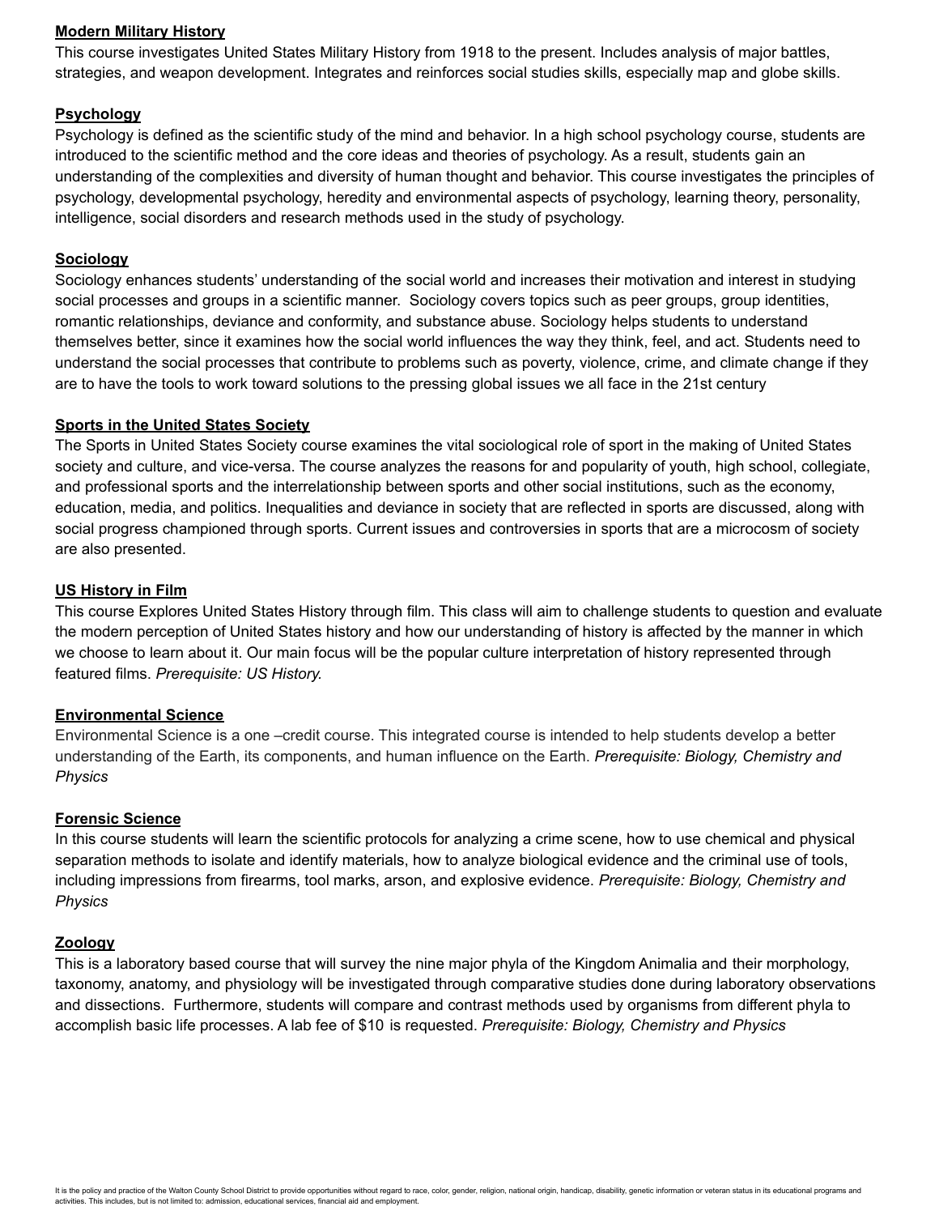**Modern Military History**

This course investigates United States Military History from 1918 to the present. Includes analysis of major battles, strategies, and weapon development. Integrates and reinforces social studies skills, especially map and globe skills.

**Psychology**

Psychology is defined as the scientific study of the mind and behavior. In a high school psychology course, students are introduced to the scientific method and the core ideas and theories of psychology. As a result, students gain an understanding of the complexities and diversity of human thought and behavior. This course investigates the principles of psychology, developmental psychology, heredity and environmental aspects of psychology, learning theory, personality, intelligence, social disorders and research methods used in the study of psychology.

**Sociology**

Sociology enhances students' understanding of the social world and increases their motivation and interest in studying social processes and groups in a scientific manner. Sociology covers topics such as peer groups, group identities, romantic relationships, deviance and conformity, and substance abuse. Sociology helps students to understand themselves better, since it examines how the social world influences the way they think, feel, and act. Students need to understand the social processes that contribute to problems such as poverty, violence, crime, and climate change if they are to have the tools to work toward solutions to the pressing global issues we all face in the 21st century

**Sports in the United States Society**

The Sports in United States Society course examines the vital sociological role of sport in the making of United States society and culture, and vice-versa. The course analyzes the reasons for and popularity of youth, high school, collegiate, and professional sports and the interrelationship between sports and other social institutions, such as the economy, education, media, and politics. Inequalities and deviance in society that are reflected in sports are discussed, along with social progress championed through sports. Current issues and controversies in sports that are a microcosm of society are also presented.

**US History in Film**

This course Explores United States History through film. This class will aim to challenge students to question and evaluate the modern perception of United States history and how our understanding of history is affected by the manner in which we choose to learn about it. Our main focus will be the popular culture interpretation of history represented through featured films. *Prerequisite: US History.*

**Environmental Science**

Environmental Science is a one –credit course. This integrated course is intended to help students develop a better understanding of the Earth, its components, and human influence on the Earth. *Prerequisite: Biology, Chemistry and Physics*

**Forensic Science**

In this course students will learn the scientific protocols for analyzing a crime scene, how to use chemical and physical separation methods to isolate and identify materials, how to analyze biological evidence and the criminal use of tools, including impressions from firearms, tool marks, arson, and explosive evidence. *Prerequisite: Biology, Chemistry and Physics*

**Zoology**

This is a laboratory based course that will survey the nine major phyla of the Kingdom Animalia and their morphology, taxonomy, anatomy, and physiology will be investigated through comparative studies done during laboratory observations and dissections. Furthermore, students will compare and contrast methods used by organisms from different phyla to accomplish basic life processes. A lab fee of $10 is requested. *Prerequisite: Biology, Chemistry and Physics*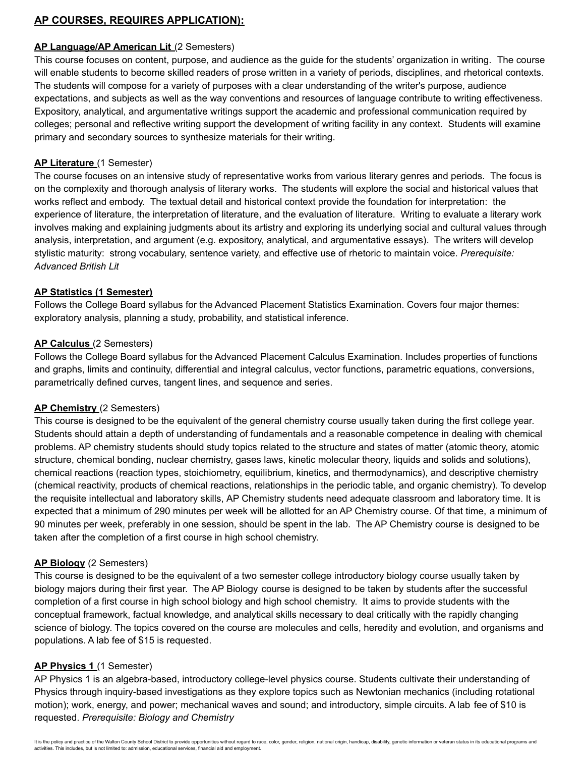## AP COURSES, REQUIRES APPLICATION):

**AP Language/AP American Lit** (2 Semesters)
This course focuses on content, purpose, and audience as the guide for the students' organization in writing. The course will enable students to become skilled readers of prose written in a variety of periods, disciplines, and rhetorical contexts. The students will compose for a variety of purposes with a clear understanding of the writer's purpose, audience expectations, and subjects as well as the way conventions and resources of language contribute to writing effectiveness. Expository, analytical, and argumentative writings support the academic and professional communication required by colleges; personal and reflective writing support the development of writing facility in any context. Students will examine primary and secondary sources to synthesize materials for their writing.

**AP Literature** (1 Semester)
The course focuses on an intensive study of representative works from various literary genres and periods. The focus is on the complexity and thorough analysis of literary works. The students will explore the social and historical values that works reflect and embody. The textual detail and historical context provide the foundation for interpretation: the experience of literature, the interpretation of literature, and the evaluation of literature. Writing to evaluate a literary work involves making and explaining judgments about its artistry and exploring its underlying social and cultural values through analysis, interpretation, and argument (e.g. expository, analytical, and argumentative essays). The writers will develop stylistic maturity: strong vocabulary, sentence variety, and effective use of rhetoric to maintain voice. *Prerequisite: Advanced British Lit*

**AP Statistics (1 Semester)**
Follows the College Board syllabus for the Advanced Placement Statistics Examination. Covers four major themes: exploratory analysis, planning a study, probability, and statistical inference.

**AP Calculus** (2 Semesters)
Follows the College Board syllabus for the Advanced Placement Calculus Examination. Includes properties of functions and graphs, limits and continuity, differential and integral calculus, vector functions, parametric equations, conversions, parametrically defined curves, tangent lines, and sequence and series.

**AP Chemistry** (2 Semesters)
This course is designed to be the equivalent of the general chemistry course usually taken during the first college year. Students should attain a depth of understanding of fundamentals and a reasonable competence in dealing with chemical problems. AP chemistry students should study topics related to the structure and states of matter (atomic theory, atomic structure, chemical bonding, nuclear chemistry, gases laws, kinetic molecular theory, liquids and solids and solutions), chemical reactions (reaction types, stoichiometry, equilibrium, kinetics, and thermodynamics), and descriptive chemistry (chemical reactivity, products of chemical reactions, relationships in the periodic table, and organic chemistry). To develop the requisite intellectual and laboratory skills, AP Chemistry students need adequate classroom and laboratory time. It is expected that a minimum of 290 minutes per week will be allotted for an AP Chemistry course. Of that time, a minimum of 90 minutes per week, preferably in one session, should be spent in the lab. The AP Chemistry course is designed to be taken after the completion of a first course in high school chemistry.

**AP Biology** (2 Semesters)
This course is designed to be the equivalent of a two semester college introductory biology course usually taken by biology majors during their first year. The AP Biology course is designed to be taken by students after the successful completion of a first course in high school biology and high school chemistry. It aims to provide students with the conceptual framework, factual knowledge, and analytical skills necessary to deal critically with the rapidly changing science of biology. The topics covered on the course are molecules and cells, heredity and evolution, and organisms and populations. A lab fee of $15 is requested.

**AP Physics 1** (1 Semester)
AP Physics 1 is an algebra-based, introductory college-level physics course. Students cultivate their understanding of Physics through inquiry-based investigations as they explore topics such as Newtonian mechanics (including rotational motion); work, energy, and power; mechanical waves and sound; and introductory, simple circuits. A lab fee of $10 is requested. *Prerequisite: Biology and Chemistry*

It is the policy and practice of the Walton County School District to provide opportunities without regard to race, color, gender, religion, national origin, handicap, disability, genetic information or veteran status in its educational programs and activities. This includes, but is not limited to: admission, educational services, financial aid and employment.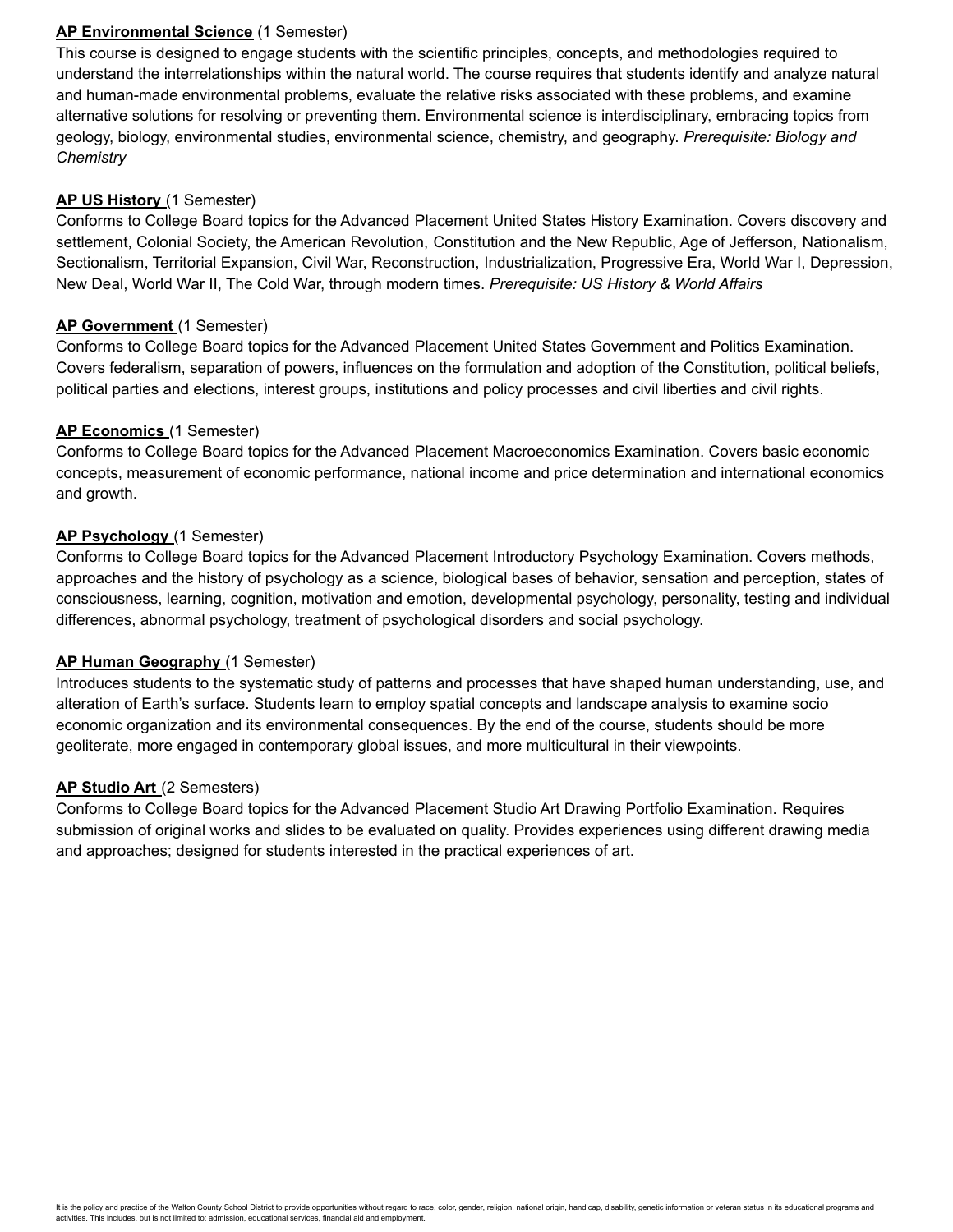**AP Environmental Science** (1 Semester)

This course is designed to engage students with the scientific principles, concepts, and methodologies required to understand the interrelationships within the natural world. The course requires that students identify and analyze natural and human-made environmental problems, evaluate the relative risks associated with these problems, and examine alternative solutions for resolving or preventing them. Environmental science is interdisciplinary, embracing topics from geology, biology, environmental studies, environmental science, chemistry, and geography. *Prerequisite: Biology and Chemistry*

**AP US History** (1 Semester)

Conforms to College Board topics for the Advanced Placement United States History Examination. Covers discovery and settlement, Colonial Society, the American Revolution, Constitution and the New Republic, Age of Jefferson, Nationalism, Sectionalism, Territorial Expansion, Civil War, Reconstruction, Industrialization, Progressive Era, World War I, Depression, New Deal, World War II, The Cold War, through modern times. *Prerequisite: US History & World Affairs*

**AP Government** (1 Semester)

Conforms to College Board topics for the Advanced Placement United States Government and Politics Examination. Covers federalism, separation of powers, influences on the formulation and adoption of the Constitution, political beliefs, political parties and elections, interest groups, institutions and policy processes and civil liberties and civil rights.

**AP Economics** (1 Semester)

Conforms to College Board topics for the Advanced Placement Macroeconomics Examination. Covers basic economic concepts, measurement of economic performance, national income and price determination and international economics and growth.

**AP Psychology** (1 Semester)

Conforms to College Board topics for the Advanced Placement Introductory Psychology Examination. Covers methods, approaches and the history of psychology as a science, biological bases of behavior, sensation and perception, states of consciousness, learning, cognition, motivation and emotion, developmental psychology, personality, testing and individual differences, abnormal psychology, treatment of psychological disorders and social psychology.

**AP Human Geography** (1 Semester)

Introduces students to the systematic study of patterns and processes that have shaped human understanding, use, and alteration of Earth's surface. Students learn to employ spatial concepts and landscape analysis to examine socio economic organization and its environmental consequences. By the end of the course, students should be more geoliterate, more engaged in contemporary global issues, and more multicultural in their viewpoints.

**AP Studio Art** (2 Semesters)

Conforms to College Board topics for the Advanced Placement Studio Art Drawing Portfolio Examination. Requires submission of original works and slides to be evaluated on quality. Provides experiences using different drawing media and approaches; designed for students interested in the practical experiences of art.

It is the policy and practice of the Walton County School District to provide opportunities without regard to race, color, gender, religion, national origin, handicap, disability, genetic information or veteran status in its educational programs and activities. This includes, but is not limited to: admission, educational services, financial aid and employment.